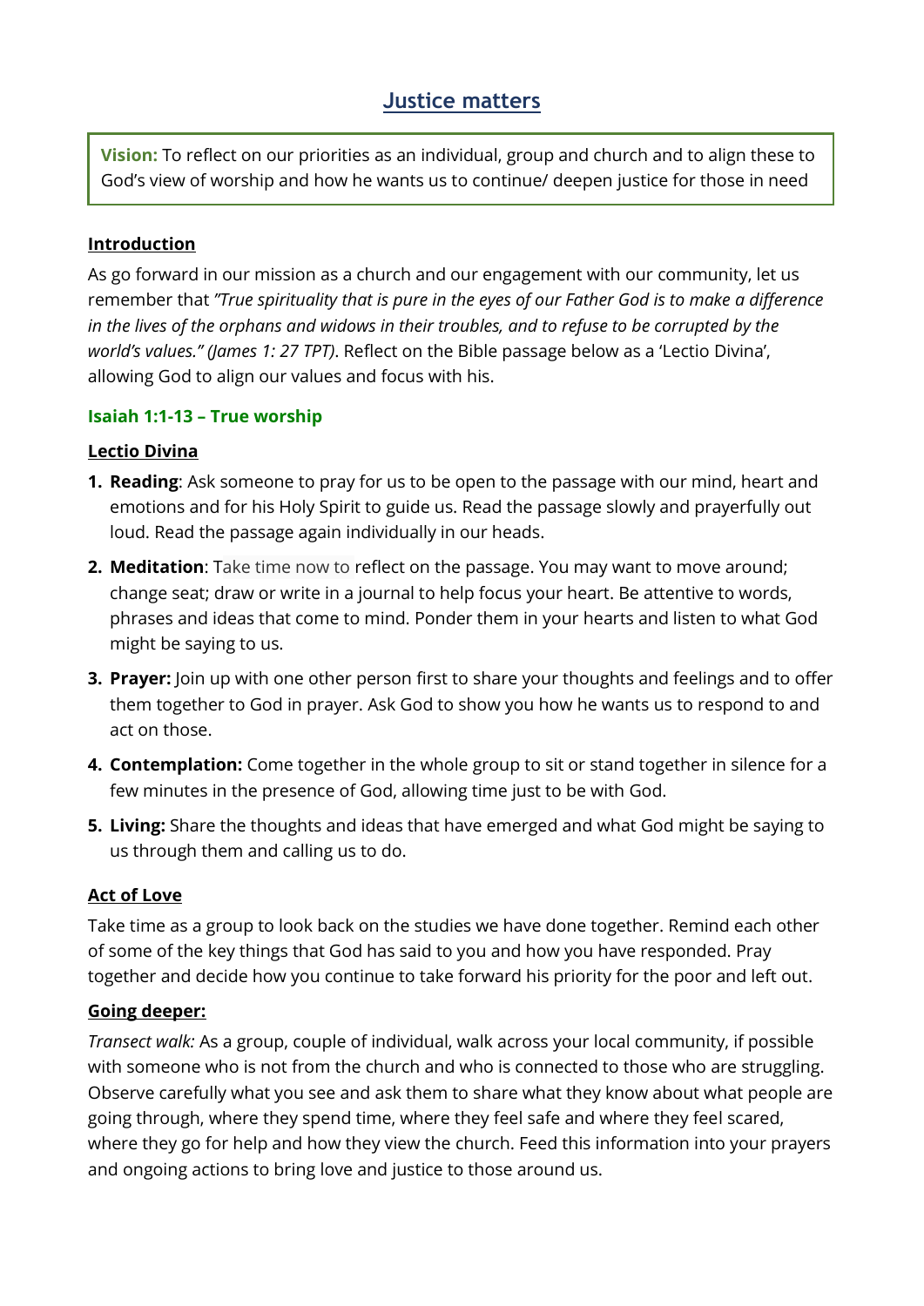# Justice matters

**Vision:** To reflect on our priorities as an individual, group and church and to align these to God's view of worship and how he wants us to continue/ deepen justice for those in need

## Introduction

As go forward in our mission as a church and our engagement with our community, let us remember that *"True spirituality that is pure in the eyes of our Father God is to make a difference in the lives of the orphans and widows in their troubles, and to refuse to be corrupted by the world's values." (James 1: 27 TPT)*. Reflect on the Bible passage below as a 'Lectio Divina', allowing God to align our values and focus with his.

### Isaiah 1:1-13 – True worship

## Lectio Divina

1. **Reading**: Ask someone to pray for us to be open to the passage with our mind, heart and emotions and for his Holy Spirit to guide us. Read the passage slowly and prayerfully out loud. Read the passage again individually in our heads.
2. **Meditation**: Take time now to reflect on the passage. You may want to move around; change seat; draw or write in a journal to help focus your heart. Be attentive to words, phrases and ideas that come to mind. Ponder them in your hearts and listen to what God might be saying to us.
3. **Prayer:** Join up with one other person first to share your thoughts and feelings and to offer them together to God in prayer. Ask God to show you how he wants us to respond to and act on those.
4. **Contemplation:** Come together in the whole group to sit or stand together in silence for a few minutes in the presence of God, allowing time just to be with God.
5. **Living:** Share the thoughts and ideas that have emerged and what God might be saying to us through them and calling us to do.

## Act of Love

Take time as a group to look back on the studies we have done together. Remind each other of some of the key things that God has said to you and how you have responded. Pray together and decide how you continue to take forward his priority for the poor and left out.

## Going deeper:

*Transect walk:* As a group, couple of individual, walk across your local community, if possible with someone who is not from the church and who is connected to those who are struggling. Observe carefully what you see and ask them to share what they know about what people are going through, where they spend time, where they feel safe and where they feel scared, where they go for help and how they view the church. Feed this information into your prayers and ongoing actions to bring love and justice to those around us.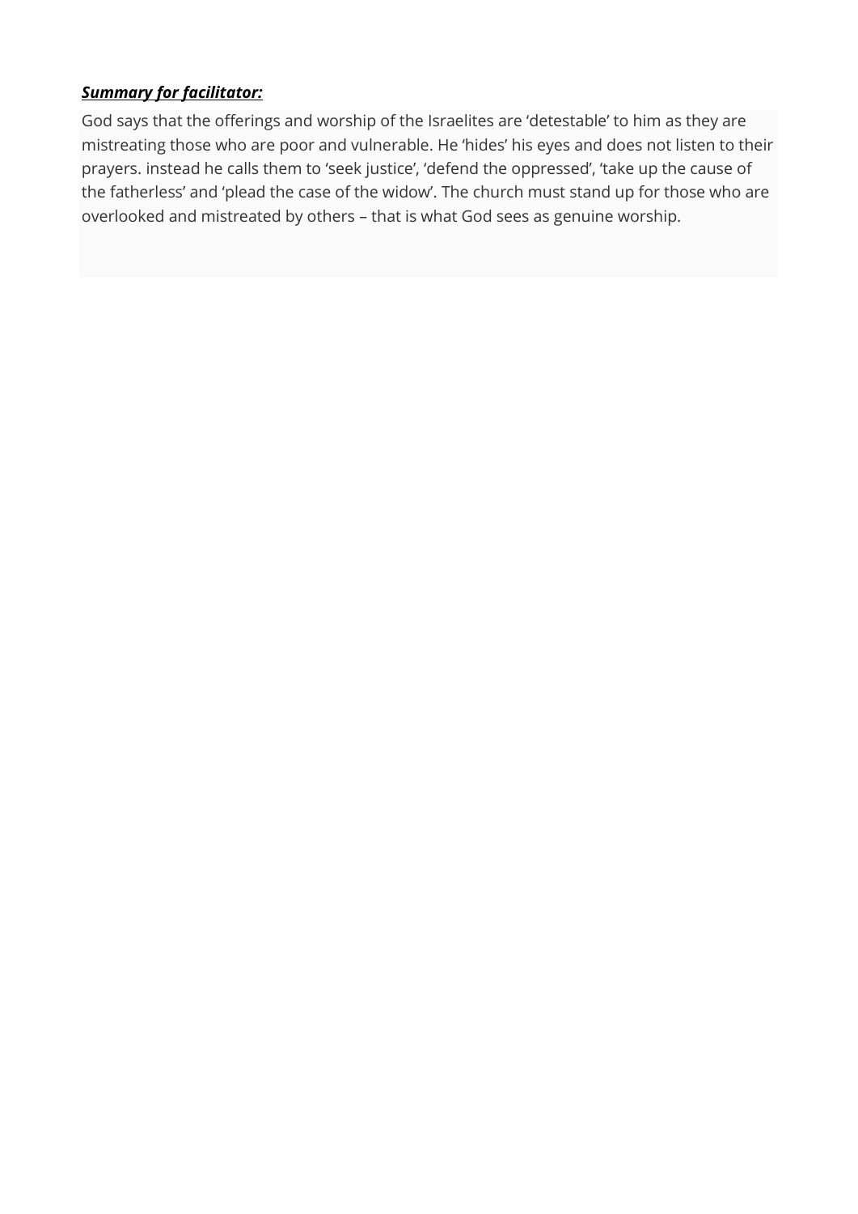***Summary for facilitator:***

God says that the offerings and worship of the Israelites are 'detestable' to him as they are mistreating those who are poor and vulnerable. He 'hides' his eyes and does not listen to their prayers. instead he calls them to 'seek justice', 'defend the oppressed', 'take up the cause of the fatherless' and 'plead the case of the widow'. The church must stand up for those who are overlooked and mistreated by others – that is what God sees as genuine worship.